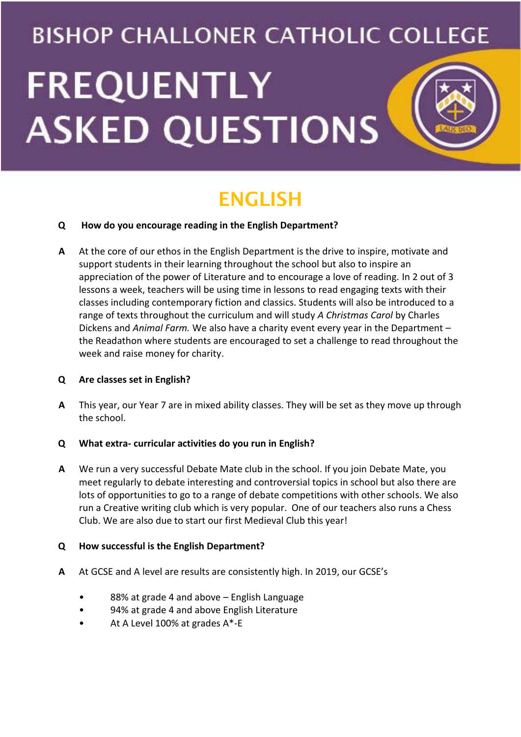# BISHOP CHALLONER CATHOLIC COLLEGE

# FREQUENTLY ASKED QUESTIONS

## ENGLISH

**Q How do you encourage reading in the English Department?**

**A** At the core of our ethos in the English Department is the drive to inspire, motivate and support students in their learning throughout the school but also to inspire an appreciation of the power of Literature and to encourage a love of reading. In 2 out of 3 lessons a week, teachers will be using time in lessons to read engaging texts with their classes including contemporary fiction and classics. Students will also be introduced to a range of texts throughout the curriculum and will study *A Christmas Carol* by Charles Dickens and *Animal Farm.* We also have a charity event every year in the Department – the Readathon where students are encouraged to set a challenge to read throughout the week and raise money for charity.

**Q Are classes set in English?**

**A** This year, our Year 7 are in mixed ability classes. They will be set as they move up through the school.

**Q What extra- curricular activities do you run in English?**

**A** We run a very successful Debate Mate club in the school. If you join Debate Mate, you meet regularly to debate interesting and controversial topics in school but also there are lots of opportunities to go to a range of debate competitions with other schools. We also run a Creative writing club which is very popular. One of our teachers also runs a Chess Club. We are also due to start our first Medieval Club this year!

**Q How successful is the English Department?**

**A** At GCSE and A level are results are consistently high. In 2019, our GCSE's

- 88% at grade 4 and above – English Language
- 94% at grade 4 and above English Literature
- At A Level 100% at grades A*-E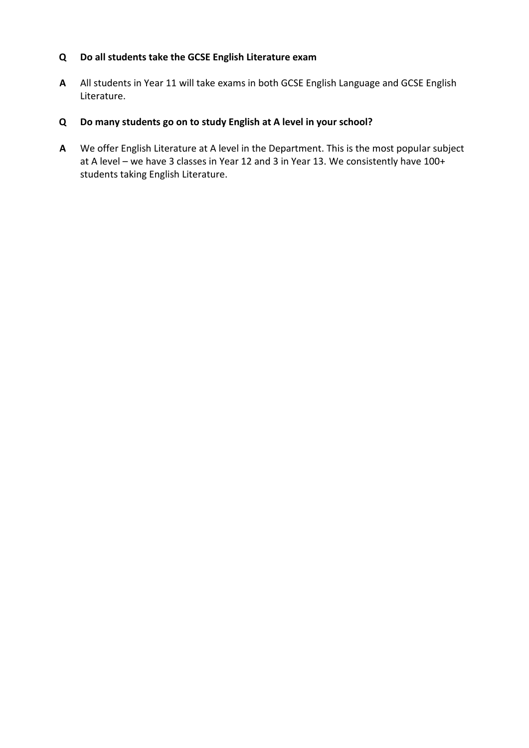**Q** **Do all students take the GCSE English Literature exam**

**A** All students in Year 11 will take exams in both GCSE English Language and GCSE English Literature.

**Q** **Do many students go on to study English at A level in your school?**

**A** We offer English Literature at A level in the Department. This is the most popular subject at A level – we have 3 classes in Year 12 and 3 in Year 13. We consistently have 100+ students taking English Literature.